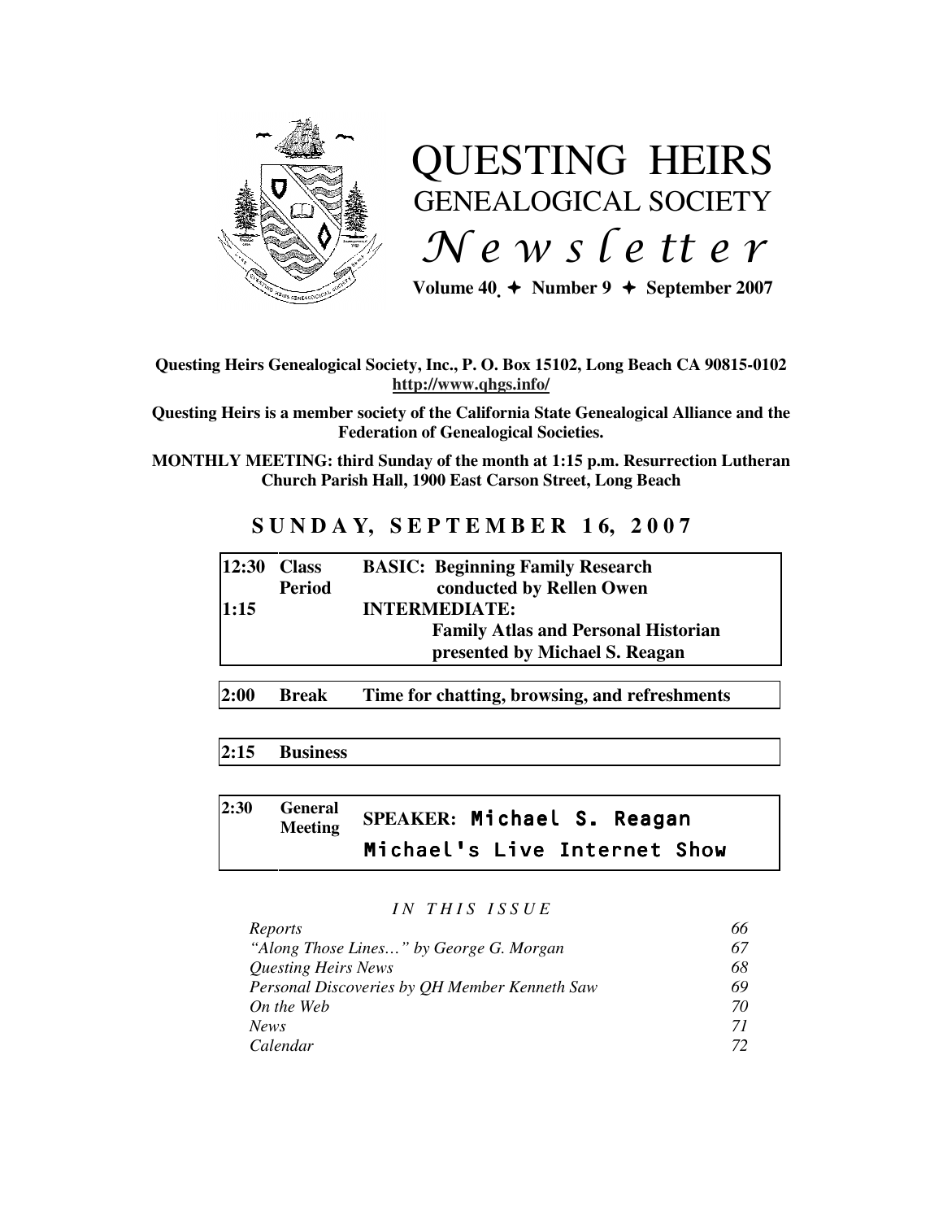# QUESTING HEIRS GENEALOGICAL SOCIETY

## *Newsletter*

**Volume 40 ✦ Number 9 ✦ September 2007**

**Questing Heirs Genealogical Society, Inc., P. O. Box 15102, Long Beach CA 90815-0102**
**http://www.qhgs.info/**

**Questing Heirs is a member society of the California State Genealogical Alliance and the Federation of Genealogical Societies.**

**MONTHLY MEETING: third Sunday of the month at 1:15 p.m. Resurrection Lutheran Church Parish Hall, 1900 East Carson Street, Long Beach**

## SUNDAY, SEPTEMBER 16, 2007

| | | |
|---|---|---|
| **12:30** | **Class Period** | **BASIC: Beginning Family Research** conducted by Rellen Owen |
| **1:15** | | **INTERMEDIATE: Family Atlas and Personal Historian** presented by Michael S. Reagan |
| **2:00** | **Break** | **Time for chatting, browsing, and refreshments** |
| **2:15** | **Business** | |
| **2:30** | **General Meeting** | **SPEAKER: Michael S. Reagan** **Michael's Live Internet Show** |

### *IN THIS ISSUE*

| | |
|---|---|
| *Reports* | *66* |
| *"Along Those Lines…" by George G. Morgan* | *67* |
| *Questing Heirs News* | *68* |
| *Personal Discoveries by QH Member Kenneth Saw* | *69* |
| *On the Web* | *70* |
| *News* | *71* |
| *Calendar* | *72* |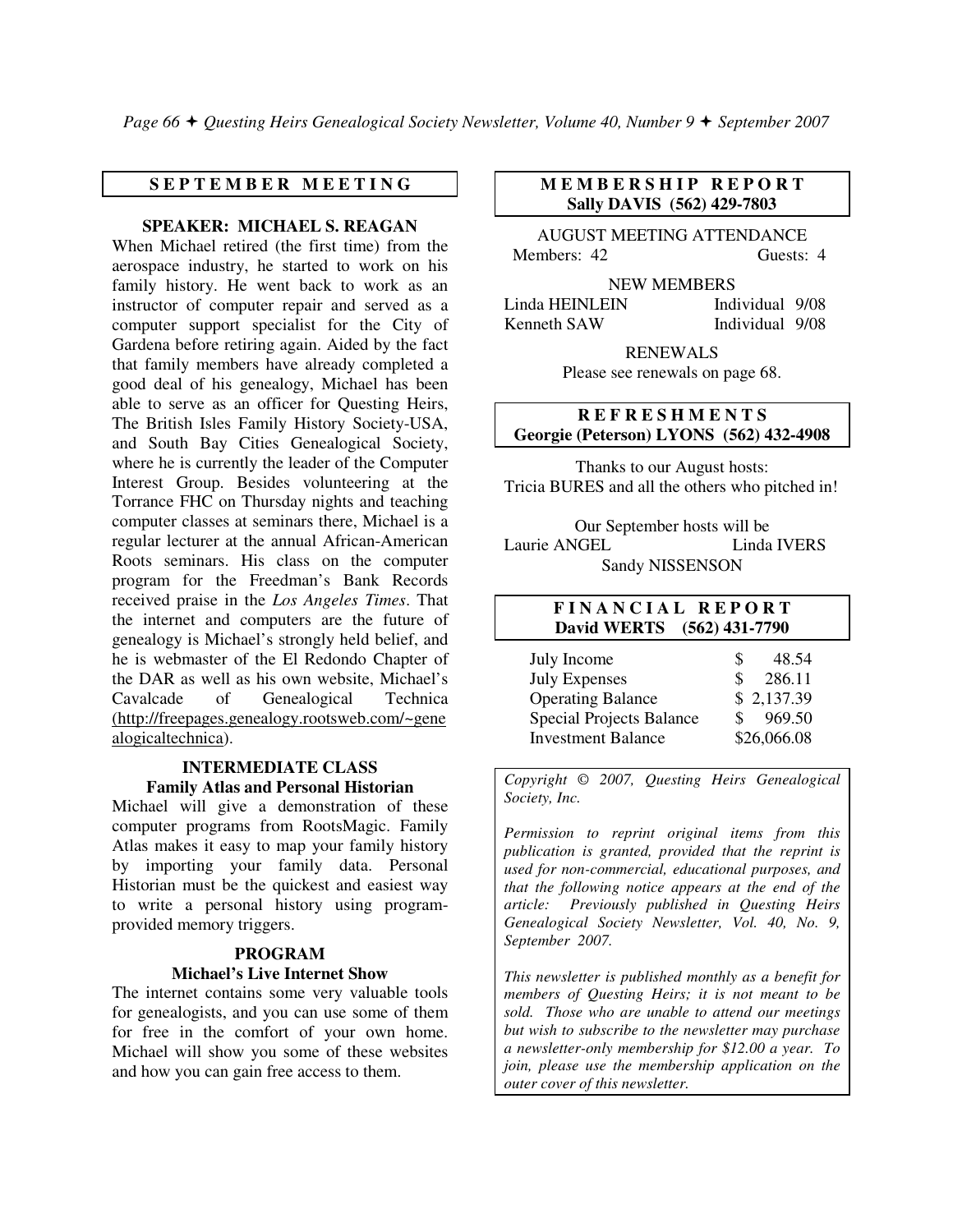## SEPTEMBER MEETING

### SPEAKER: MICHAEL S. REAGAN

When Michael retired (the first time) from the aerospace industry, he started to work on his family history. He went back to work as an instructor of computer repair and served as a computer support specialist for the City of Gardena before retiring again. Aided by the fact that family members have already completed a good deal of his genealogy, Michael has been able to serve as an officer for Questing Heirs, The British Isles Family History Society-USA, and South Bay Cities Genealogical Society, where he is currently the leader of the Computer Interest Group. Besides volunteering at the Torrance FHC on Thursday nights and teaching computer classes at seminars there, Michael is a regular lecturer at the annual African-American Roots seminars. His class on the computer program for the Freedman's Bank Records received praise in the *Los Angeles Times*. That the internet and computers are the future of genealogy is Michael's strongly held belief, and he is webmaster of the El Redondo Chapter of the DAR as well as his own website, Michael's Cavalcade of Genealogical Technica (http://freepages.genealogy.rootsweb.com/~genealogicaltechnica).

### INTERMEDIATE CLASS
**Family Atlas and Personal Historian**

Michael will give a demonstration of these computer programs from RootsMagic. Family Atlas makes it easy to map your family history by importing your family data. Personal Historian must be the quickest and easiest way to write a personal history using program-provided memory triggers.

### PROGRAM
**Michael's Live Internet Show**

The internet contains some very valuable tools for genealogists, and you can use some of them for free in the comfort of your own home. Michael will show you some of these websites and how you can gain free access to them.

## MEMBERSHIP REPORT
**Sally DAVIS (562) 429-7803**

AUGUST MEETING ATTENDANCE

Members: 42 Guests: 4

NEW MEMBERS

| | | |
|---|---|---|
| Linda HEINLEIN | Individual | 9/08 |
| Kenneth SAW | Individual | 9/08 |

RENEWALS

Please see renewals on page 68.

## REFRESHMENTS
**Georgie (Peterson) LYONS (562) 432-4908**

Thanks to our August hosts: Tricia BURES and all the others who pitched in!

Our September hosts will be
Laurie ANGEL Linda IVERS
Sandy NISSENSON

## FINANCIAL REPORT
**David WERTS (562) 431-7790**

| | |
|---|---|
| July Income | $ 48.54 |
| July Expenses | $ 286.11 |
| Operating Balance | $ 2,137.39 |
| Special Projects Balance | $ 969.50 |
| Investment Balance | $26,066.08 |

*Copyright © 2007, Questing Heirs Genealogical Society, Inc.*

*Permission to reprint original items from this publication is granted, provided that the reprint is used for non-commercial, educational purposes, and that the following notice appears at the end of the article: Previously published in Questing Heirs Genealogical Society Newsletter, Vol. 40, No. 9, September 2007.*

*This newsletter is published monthly as a benefit for members of Questing Heirs; it is not meant to be sold. Those who are unable to attend our meetings but wish to subscribe to the newsletter may purchase a newsletter-only membership for $12.00 a year. To join, please use the membership application on the outer cover of this newsletter.*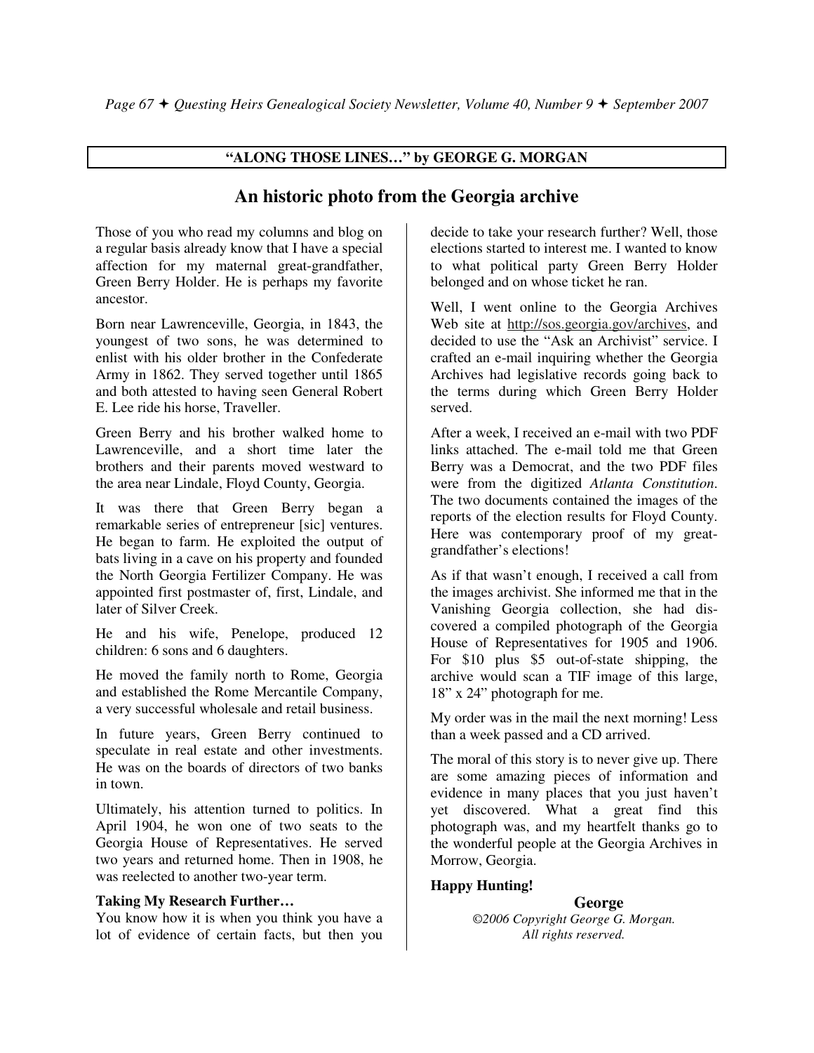## "ALONG THOSE LINES…" by GEORGE G. MORGAN

# An historic photo from the Georgia archive

Those of you who read my columns and blog on a regular basis already know that I have a special affection for my maternal great-grandfather, Green Berry Holder. He is perhaps my favorite ancestor.

Born near Lawrenceville, Georgia, in 1843, the youngest of two sons, he was determined to enlist with his older brother in the Confederate Army in 1862. They served together until 1865 and both attested to having seen General Robert E. Lee ride his horse, Traveller.

Green Berry and his brother walked home to Lawrenceville, and a short time later the brothers and their parents moved westward to the area near Lindale, Floyd County, Georgia.

It was there that Green Berry began a remarkable series of entrepreneur [sic] ventures. He began to farm. He exploited the output of bats living in a cave on his property and founded the North Georgia Fertilizer Company. He was appointed first postmaster of, first, Lindale, and later of Silver Creek.

He and his wife, Penelope, produced 12 children: 6 sons and 6 daughters.

He moved the family north to Rome, Georgia and established the Rome Mercantile Company, a very successful wholesale and retail business.

In future years, Green Berry continued to speculate in real estate and other investments. He was on the boards of directors of two banks in town.

Ultimately, his attention turned to politics. In April 1904, he won one of two seats to the Georgia House of Representatives. He served two years and returned home. Then in 1908, he was reelected to another two-year term.

**Taking My Research Further…**

You know how it is when you think you have a lot of evidence of certain facts, but then you decide to take your research further? Well, those elections started to interest me. I wanted to know to what political party Green Berry Holder belonged and on whose ticket he ran.

Well, I went online to the Georgia Archives Web site at http://sos.georgia.gov/archives, and decided to use the "Ask an Archivist" service. I crafted an e-mail inquiring whether the Georgia Archives had legislative records going back to the terms during which Green Berry Holder served.

After a week, I received an e-mail with two PDF links attached. The e-mail told me that Green Berry was a Democrat, and the two PDF files were from the digitized *Atlanta Constitution*. The two documents contained the images of the reports of the election results for Floyd County. Here was contemporary proof of my great-grandfather's elections!

As if that wasn't enough, I received a call from the images archivist. She informed me that in the Vanishing Georgia collection, she had discovered a compiled photograph of the Georgia House of Representatives for 1905 and 1906. For $10 plus $5 out-of-state shipping, the archive would scan a TIF image of this large, 18" x 24" photograph for me.

My order was in the mail the next morning! Less than a week passed and a CD arrived.

The moral of this story is to never give up. There are some amazing pieces of information and evidence in many places that you just haven't yet discovered. What a great find this photograph was, and my heartfelt thanks go to the wonderful people at the Georgia Archives in Morrow, Georgia.

**Happy Hunting!**

**George**

*©2006 Copyright George G. Morgan. All rights reserved.*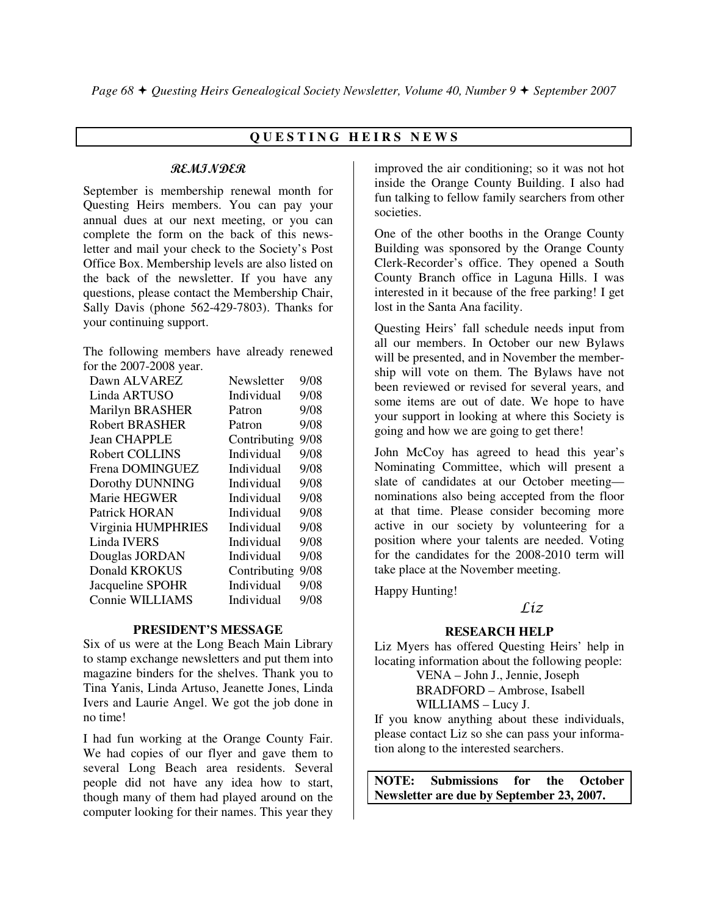## QUESTING HEIRS NEWS

### *REMINDER*

September is membership renewal month for Questing Heirs members. You can pay your annual dues at our next meeting, or you can complete the form on the back of this newsletter and mail your check to the Society's Post Office Box. Membership levels are also listed on the back of the newsletter. If you have any questions, please contact the Membership Chair, Sally Davis (phone 562-429-7803). Thanks for your continuing support.

The following members have already renewed for the 2007-2008 year.

| Name | Level | Expires |
|---|---|---|
| Dawn ALVAREZ | Newsletter | 9/08 |
| Linda ARTUSO | Individual | 9/08 |
| Marilyn BRASHER | Patron | 9/08 |
| Robert BRASHER | Patron | 9/08 |
| Jean CHAPPLE | Contributing | 9/08 |
| Robert COLLINS | Individual | 9/08 |
| Frena DOMINGUEZ | Individual | 9/08 |
| Dorothy DUNNING | Individual | 9/08 |
| Marie HEGWER | Individual | 9/08 |
| Patrick HORAN | Individual | 9/08 |
| Virginia HUMPHRIES | Individual | 9/08 |
| Linda IVERS | Individual | 9/08 |
| Douglas JORDAN | Individual | 9/08 |
| Donald KROKUS | Contributing | 9/08 |
| Jacqueline SPOHR | Individual | 9/08 |
| Connie WILLIAMS | Individual | 9/08 |

### PRESIDENT'S MESSAGE

Six of us were at the Long Beach Main Library to stamp exchange newsletters and put them into magazine binders for the shelves. Thank you to Tina Yanis, Linda Artuso, Jeanette Jones, Linda Ivers and Laurie Angel. We got the job done in no time!

I had fun working at the Orange County Fair. We had copies of our flyer and gave them to several Long Beach area residents. Several people did not have any idea how to start, though many of them had played around on the computer looking for their names. This year they improved the air conditioning; so it was not hot inside the Orange County Building. I also had fun talking to fellow family searchers from other societies.

One of the other booths in the Orange County Building was sponsored by the Orange County Clerk-Recorder's office. They opened a South County Branch office in Laguna Hills. I was interested in it because of the free parking! I get lost in the Santa Ana facility.

Questing Heirs' fall schedule needs input from all our members. In October our new Bylaws will be presented, and in November the membership will vote on them. The Bylaws have not been reviewed or revised for several years, and some items are out of date. We hope to have your support in looking at where this Society is going and how we are going to get there!

John McCoy has agreed to head this year's Nominating Committee, which will present a slate of candidates at our October meeting—nominations also being accepted from the floor at that time. Please consider becoming more active in our society by volunteering for a position where your talents are needed. Voting for the candidates for the 2008-2010 term will take place at the November meeting.

Happy Hunting!

*Liz*

### RESEARCH HELP

Liz Myers has offered Questing Heirs' help in locating information about the following people:

VENA – John J., Jennie, Joseph
BRADFORD – Ambrose, Isabell
WILLIAMS – Lucy J.

If you know anything about these individuals, please contact Liz so she can pass your information along to the interested searchers.

**NOTE: Submissions for the October Newsletter are due by September 23, 2007.**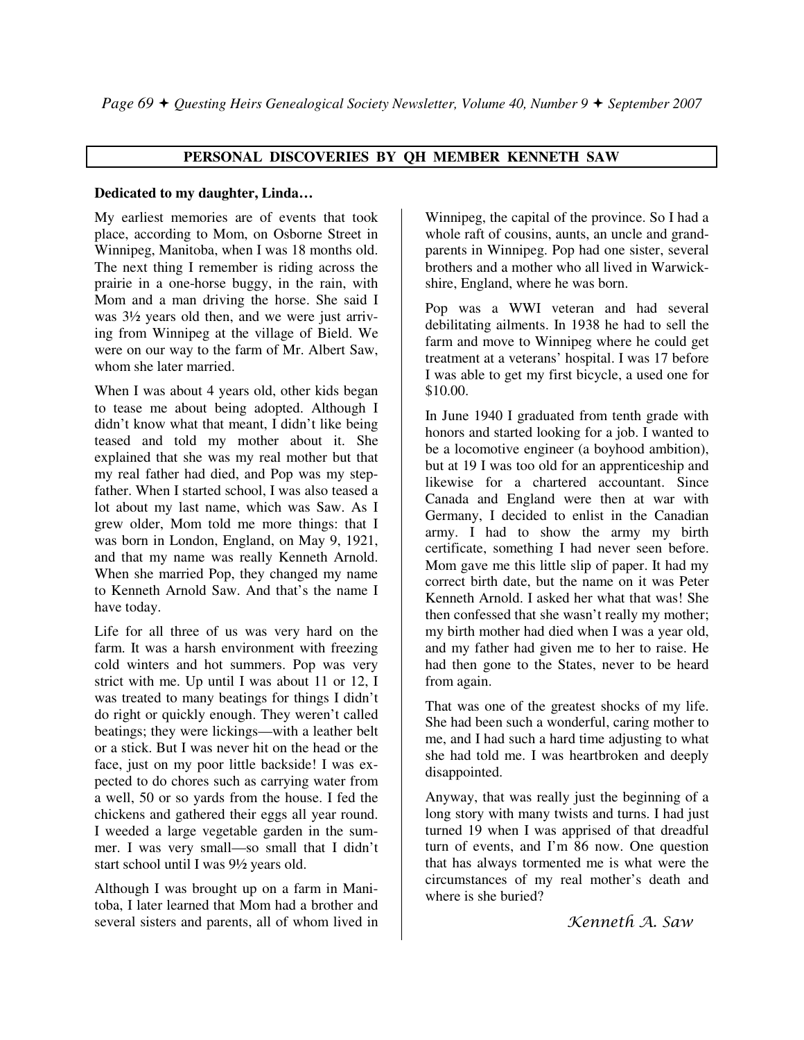## PERSONAL DISCOVERIES BY QH MEMBER KENNETH SAW

**Dedicated to my daughter, Linda…**

My earliest memories are of events that took place, according to Mom, on Osborne Street in Winnipeg, Manitoba, when I was 18 months old. The next thing I remember is riding across the prairie in a one-horse buggy, in the rain, with Mom and a man driving the horse. She said I was 3½ years old then, and we were just arriving from Winnipeg at the village of Bield. We were on our way to the farm of Mr. Albert Saw, whom she later married.

When I was about 4 years old, other kids began to tease me about being adopted. Although I didn't know what that meant, I didn't like being teased and told my mother about it. She explained that she was my real mother but that my real father had died, and Pop was my stepfather. When I started school, I was also teased a lot about my last name, which was Saw. As I grew older, Mom told me more things: that I was born in London, England, on May 9, 1921, and that my name was really Kenneth Arnold. When she married Pop, they changed my name to Kenneth Arnold Saw. And that's the name I have today.

Life for all three of us was very hard on the farm. It was a harsh environment with freezing cold winters and hot summers. Pop was very strict with me. Up until I was about 11 or 12, I was treated to many beatings for things I didn't do right or quickly enough. They weren't called beatings; they were lickings—with a leather belt or a stick. But I was never hit on the head or the face, just on my poor little backside! I was expected to do chores such as carrying water from a well, 50 or so yards from the house. I fed the chickens and gathered their eggs all year round. I weeded a large vegetable garden in the summer. I was very small—so small that I didn't start school until I was 9½ years old.

Although I was brought up on a farm in Manitoba, I later learned that Mom had a brother and several sisters and parents, all of whom lived in Winnipeg, the capital of the province. So I had a whole raft of cousins, aunts, an uncle and grandparents in Winnipeg. Pop had one sister, several brothers and a mother who all lived in Warwickshire, England, where he was born.

Pop was a WWI veteran and had several debilitating ailments. In 1938 he had to sell the farm and move to Winnipeg where he could get treatment at a veterans' hospital. I was 17 before I was able to get my first bicycle, a used one for $10.00.

In June 1940 I graduated from tenth grade with honors and started looking for a job. I wanted to be a locomotive engineer (a boyhood ambition), but at 19 I was too old for an apprenticeship and likewise for a chartered accountant. Since Canada and England were then at war with Germany, I decided to enlist in the Canadian army. I had to show the army my birth certificate, something I had never seen before. Mom gave me this little slip of paper. It had my correct birth date, but the name on it was Peter Kenneth Arnold. I asked her what that was! She then confessed that she wasn't really my mother; my birth mother had died when I was a year old, and my father had given me to her to raise. He had then gone to the States, never to be heard from again.

That was one of the greatest shocks of my life. She had been such a wonderful, caring mother to me, and I had such a hard time adjusting to what she had told me. I was heartbroken and deeply disappointed.

Anyway, that was really just the beginning of a long story with many twists and turns. I had just turned 19 when I was apprised of that dreadful turn of events, and I'm 86 now. One question that has always tormented me is what were the circumstances of my real mother's death and where is she buried?

*Kenneth A. Saw*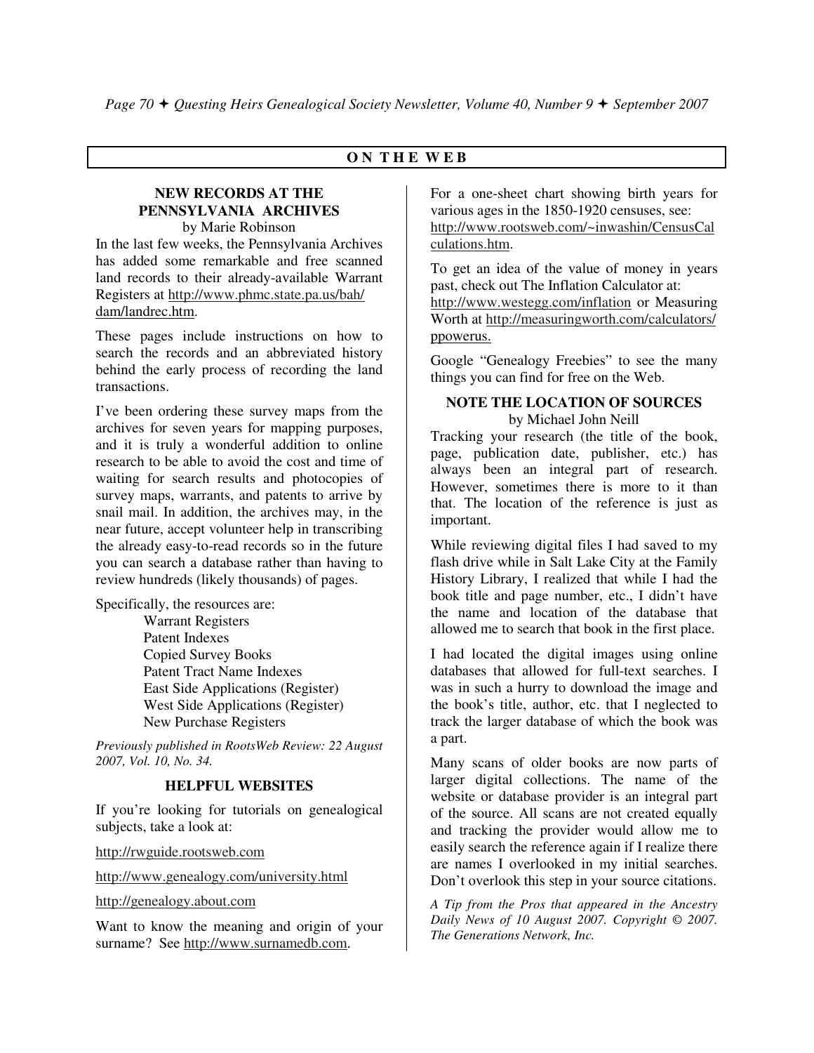## ON THE WEB

### NEW RECORDS AT THE PENNSYLVANIA ARCHIVES

by Marie Robinson

In the last few weeks, the Pennsylvania Archives has added some remarkable and free scanned land records to their already-available Warrant Registers at http://www.phmc.state.pa.us/bah/dam/landrec.htm.

These pages include instructions on how to search the records and an abbreviated history behind the early process of recording the land transactions.

I've been ordering these survey maps from the archives for seven years for mapping purposes, and it is truly a wonderful addition to online research to be able to avoid the cost and time of waiting for search results and photocopies of survey maps, warrants, and patents to arrive by snail mail. In addition, the archives may, in the near future, accept volunteer help in transcribing the already easy-to-read records so in the future you can search a database rather than having to review hundreds (likely thousands) of pages.

Specifically, the resources are:

- Warrant Registers
- Patent Indexes
- Copied Survey Books
- Patent Tract Name Indexes
- East Side Applications (Register)
- West Side Applications (Register)
- New Purchase Registers

*Previously published in RootsWeb Review: 22 August 2007, Vol. 10, No. 34.*

### HELPFUL WEBSITES

If you're looking for tutorials on genealogical subjects, take a look at:

http://rwguide.rootsweb.com

http://www.genealogy.com/university.html

http://genealogy.about.com

Want to know the meaning and origin of your surname? See http://www.surnamedb.com.

For a one-sheet chart showing birth years for various ages in the 1850-1920 censuses, see: http://www.rootsweb.com/~inwashin/CensusCalculations.htm.

To get an idea of the value of money in years past, check out The Inflation Calculator at: http://www.westegg.com/inflation or Measuring Worth at http://measuringworth.com/calculators/ppowerus.

Google "Genealogy Freebies" to see the many things you can find for free on the Web.

### NOTE THE LOCATION OF SOURCES

by Michael John Neill

Tracking your research (the title of the book, page, publication date, publisher, etc.) has always been an integral part of research. However, sometimes there is more to it than that. The location of the reference is just as important.

While reviewing digital files I had saved to my flash drive while in Salt Lake City at the Family History Library, I realized that while I had the book title and page number, etc., I didn't have the name and location of the database that allowed me to search that book in the first place.

I had located the digital images using online databases that allowed for full-text searches. I was in such a hurry to download the image and the book's title, author, etc. that I neglected to track the larger database of which the book was a part.

Many scans of older books are now parts of larger digital collections. The name of the website or database provider is an integral part of the source. All scans are not created equally and tracking the provider would allow me to easily search the reference again if I realize there are names I overlooked in my initial searches. Don't overlook this step in your source citations.

*A Tip from the Pros that appeared in the Ancestry Daily News of 10 August 2007. Copyright © 2007. The Generations Network, Inc.*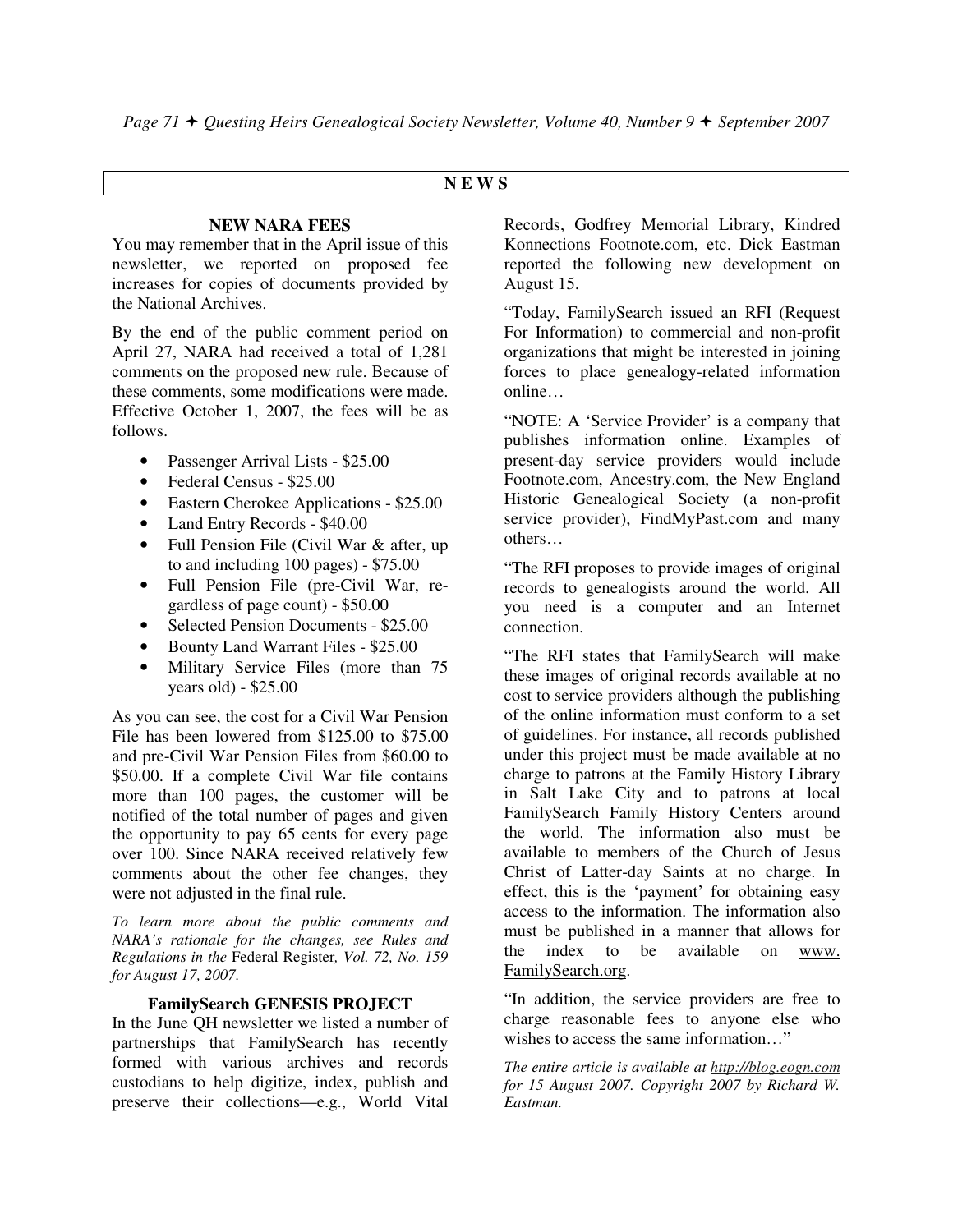## NEWS

### NEW NARA FEES

You may remember that in the April issue of this newsletter, we reported on proposed fee increases for copies of documents provided by the National Archives.

By the end of the public comment period on April 27, NARA had received a total of 1,281 comments on the proposed new rule. Because of these comments, some modifications were made. Effective October 1, 2007, the fees will be as follows.

- Passenger Arrival Lists - $25.00
- Federal Census - $25.00
- Eastern Cherokee Applications - $25.00
- Land Entry Records - $40.00
- Full Pension File (Civil War & after, up to and including 100 pages) - $75.00
- Full Pension File (pre-Civil War, regardless of page count) - $50.00
- Selected Pension Documents - $25.00
- Bounty Land Warrant Files - $25.00
- Military Service Files (more than 75 years old) - $25.00

As you can see, the cost for a Civil War Pension File has been lowered from $125.00 to $75.00 and pre-Civil War Pension Files from $60.00 to $50.00. If a complete Civil War file contains more than 100 pages, the customer will be notified of the total number of pages and given the opportunity to pay 65 cents for every page over 100. Since NARA received relatively few comments about the other fee changes, they were not adjusted in the final rule.

*To learn more about the public comments and NARA's rationale for the changes, see Rules and Regulations in the* Federal Register*, Vol. 72, No. 159 for August 17, 2007.*

### FamilySearch GENESIS PROJECT

In the June QH newsletter we listed a number of partnerships that FamilySearch has recently formed with various archives and records custodians to help digitize, index, publish and preserve their collections—e.g., World Vital Records, Godfrey Memorial Library, Kindred Konnections Footnote.com, etc. Dick Eastman reported the following new development on August 15.

"Today, FamilySearch issued an RFI (Request For Information) to commercial and non-profit organizations that might be interested in joining forces to place genealogy-related information online…

"NOTE: A 'Service Provider' is a company that publishes information online. Examples of present-day service providers would include Footnote.com, Ancestry.com, the New England Historic Genealogical Society (a non-profit service provider), FindMyPast.com and many others…

"The RFI proposes to provide images of original records to genealogists around the world. All you need is a computer and an Internet connection.

"The RFI states that FamilySearch will make these images of original records available at no cost to service providers although the publishing of the online information must conform to a set of guidelines. For instance, all records published under this project must be made available at no charge to patrons at the Family History Library in Salt Lake City and to patrons at local FamilySearch Family History Centers around the world. The information also must be available to members of the Church of Jesus Christ of Latter-day Saints at no charge. In effect, this is the 'payment' for obtaining easy access to the information. The information also must be published in a manner that allows for the index to be available on www.FamilySearch.org.

"In addition, the service providers are free to charge reasonable fees to anyone else who wishes to access the same information…"

*The entire article is available at http://blog.eogn.com for 15 August 2007. Copyright 2007 by Richard W. Eastman.*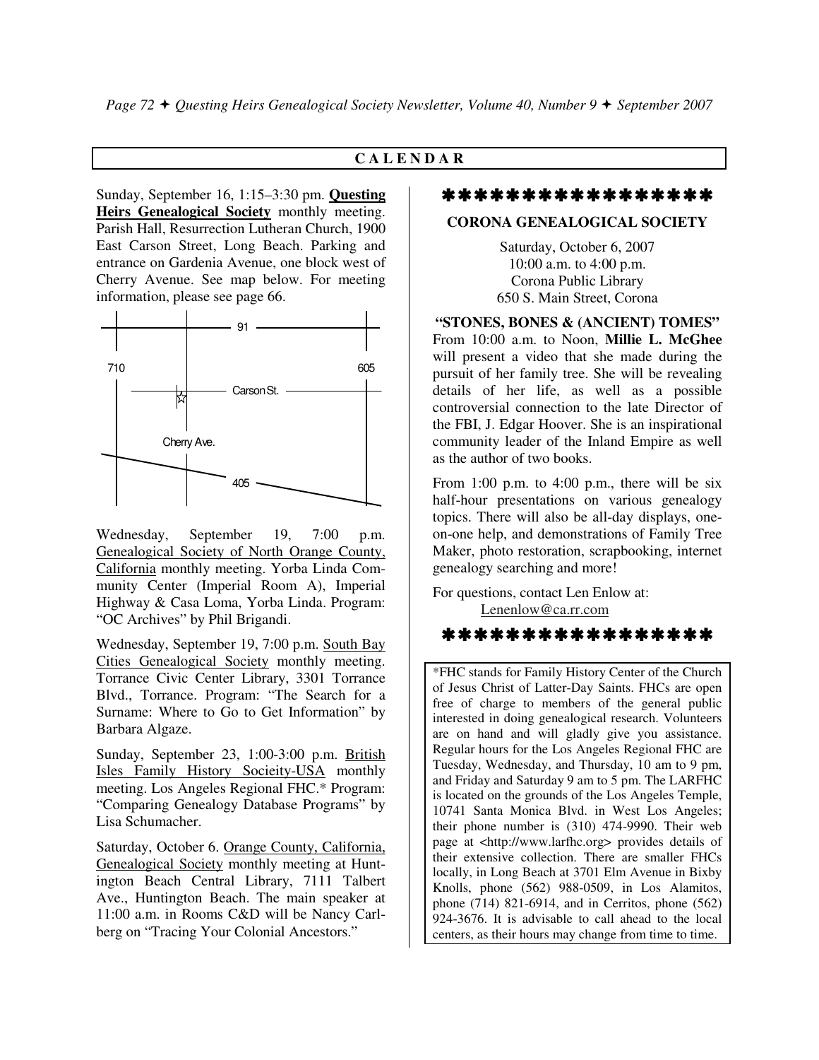## CALENDAR

Sunday, September 16, 1:15–3:30 pm. **Questing Heirs Genealogical Society** monthly meeting. Parish Hall, Resurrection Lutheran Church, 1900 East Carson Street, Long Beach. Parking and entrance on Gardenia Avenue, one block west of Cherry Avenue. See map below. For meeting information, please see page 66.

91

710

605

Carson St.

Cherry Ave.

405

Wednesday, September 19, 7:00 p.m. Genealogical Society of North Orange County, California monthly meeting. Yorba Linda Community Center (Imperial Room A), Imperial Highway & Casa Loma, Yorba Linda. Program: "OC Archives" by Phil Brigandi.

Wednesday, September 19, 7:00 p.m. South Bay Cities Genealogical Society monthly meeting. Torrance Civic Center Library, 3301 Torrance Blvd., Torrance. Program: "The Search for a Surname: Where to Go to Get Information" by Barbara Algaze.

Sunday, September 23, 1:00-3:00 p.m. British Isles Family History Socieity-USA monthly meeting. Los Angeles Regional FHC.* Program: "Comparing Genealogy Database Programs" by Lisa Schumacher.

Saturday, October 6. Orange County, California, Genealogical Society monthly meeting at Huntington Beach Central Library, 7111 Talbert Ave., Huntington Beach. The main speaker at 11:00 a.m. in Rooms C&D will be Nancy Carlberg on "Tracing Your Colonial Ancestors."

✱✱✱✱✱✱✱✱✱✱✱✱✱✱✱✱✱

**CORONA GENEALOGICAL SOCIETY**

Saturday, October 6, 2007
10:00 a.m. to 4:00 p.m.
Corona Public Library
650 S. Main Street, Corona

**"STONES, BONES & (ANCIENT) TOMES"**
From 10:00 a.m. to Noon, **Millie L. McGhee** will present a video that she made during the pursuit of her family tree. She will be revealing details of her life, as well as a possible controversial connection to the late Director of the FBI, J. Edgar Hoover. She is an inspirational community leader of the Inland Empire as well as the author of two books.

From 1:00 p.m. to 4:00 p.m., there will be six half-hour presentations on various genealogy topics. There will also be all-day displays, one-on-one help, and demonstrations of Family Tree Maker, photo restoration, scrapbooking, internet genealogy searching and more!

For questions, contact Len Enlow at:
Lenenlow@ca.rr.com

✱✱✱✱✱✱✱✱✱✱✱✱✱✱✱✱✱

*FHC stands for Family History Center of the Church of Jesus Christ of Latter-Day Saints. FHCs are open free of charge to members of the general public interested in doing genealogical research. Volunteers are on hand and will gladly give you assistance. Regular hours for the Los Angeles Regional FHC are Tuesday, Wednesday, and Thursday, 10 am to 9 pm, and Friday and Saturday 9 am to 5 pm. The LARFHC is located on the grounds of the Los Angeles Temple, 10741 Santa Monica Blvd. in West Los Angeles; their phone number is (310) 474-9990. Their web page at <http://www.larfhc.org> provides details of their extensive collection. There are smaller FHCs locally, in Long Beach at 3701 Elm Avenue in Bixby Knolls, phone (562) 988-0509, in Los Alamitos, phone (714) 821-6914, and in Cerritos, phone (562) 924-3676. It is advisable to call ahead to the local centers, as their hours may change from time to time.